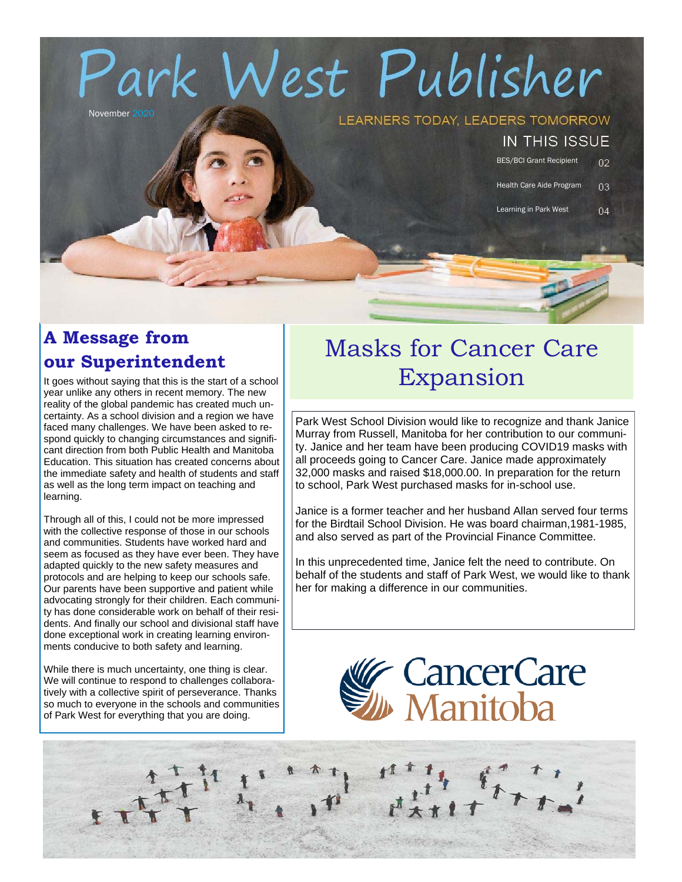# Park West Publisher

November 2020

LEARNERS TODAY, LEADERS TOMORROW

## IN THIS ISSUE

- BES/BCI Grant Recipient 02
- Health Care Aide Program 03
- Learning in Park West 04

## A Message from our Superintendent

It goes without saying that this is the start of a school year unlike any others in recent memory. The new reality of the global pandemic has created much uncertainty. As a school division and a region we have faced many challenges. We have been asked to respond quickly to changing circumstances and significant direction from both Public Health and Manitoba Education. This situation has created concerns about the immediate safety and health of students and staff as well as the long term impact on teaching and learning.

Through all of this, I could not be more impressed with the collective response of those in our schools and communities. Students have worked hard and seem as focused as they have ever been. They have adapted quickly to the new safety measures and protocols and are helping to keep our schools safe. Our parents have been supportive and patient while advocating strongly for their children. Each community has done considerable work on behalf of their residents. And finally our school and divisional staff have done exceptional work in creating learning environments conducive to both safety and learning.

While there is much uncertainty, one thing is clear. We will continue to respond to challenges collaboratively with a collective spirit of perseverance. Thanks so much to everyone in the schools and communities of Park West for everything that you are doing.

## Masks for Cancer Care Expansion

Park West School Division would like to recognize and thank Janice Murray from Russell, Manitoba for her contribution to our community. Janice and her team have been producing COVID19 masks with all proceeds going to Cancer Care. Janice made approximately 32,000 masks and raised $18,000.00. In preparation for the return to school, Park West purchased masks for in-school use.

Janice is a former teacher and her husband Allan served four terms for the Birdtail School Division. He was board chairman,1981-1985, and also served as part of the Provincial Finance Committee.

In this unprecedented time, Janice felt the need to contribute. On behalf of the students and staff of Park West, we would like to thank her for making a difference in our communities.

CancerCare Manitoba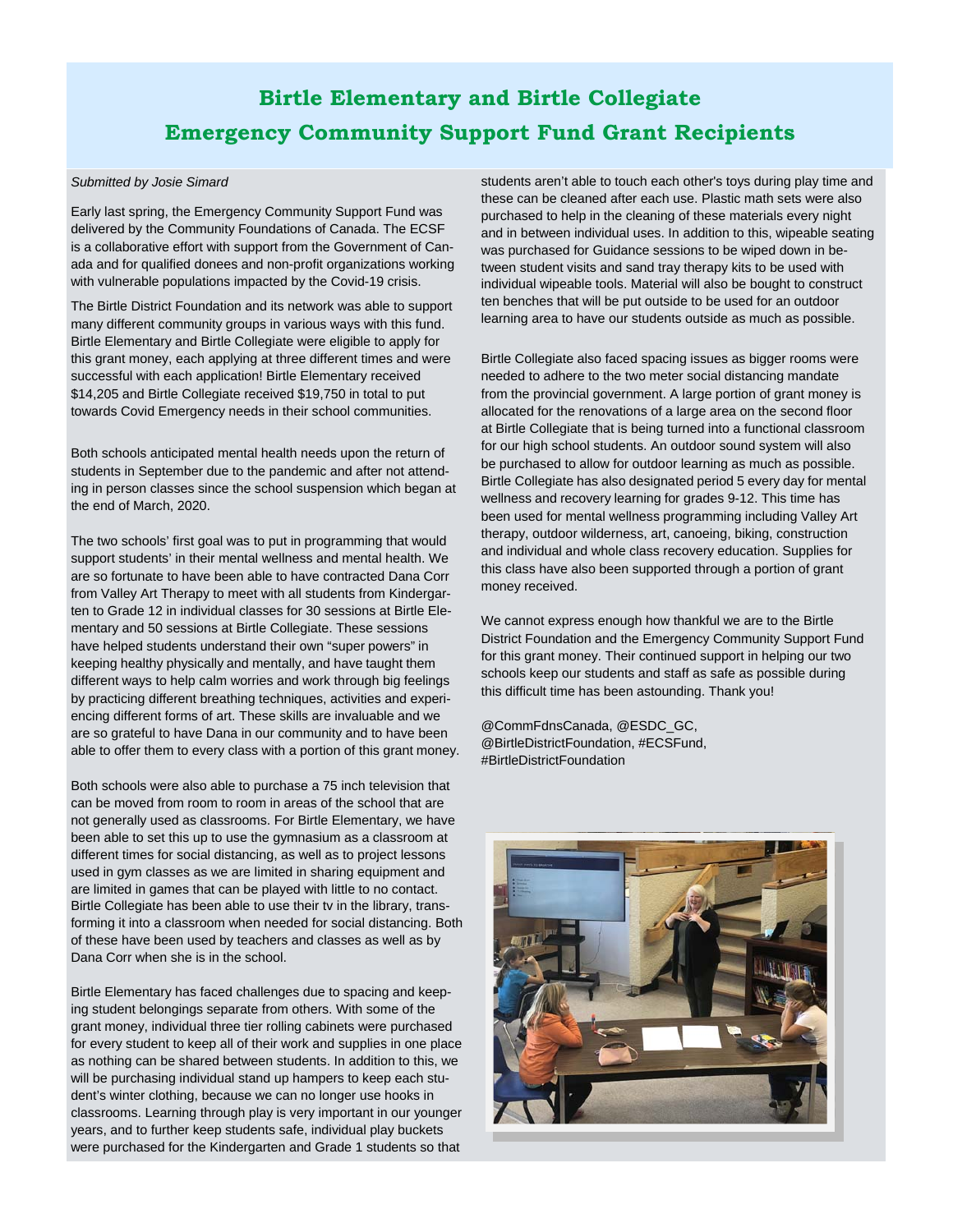# Birtle Elementary and Birtle Collegiate Emergency Community Support Fund Grant Recipients

*Submitted by Josie Simard*

Early last spring, the Emergency Community Support Fund was delivered by the Community Foundations of Canada. The ECSF is a collaborative effort with support from the Government of Canada and for qualified donees and non-profit organizations working with vulnerable populations impacted by the Covid-19 crisis.

The Birtle District Foundation and its network was able to support many different community groups in various ways with this fund. Birtle Elementary and Birtle Collegiate were eligible to apply for this grant money, each applying at three different times and were successful with each application! Birtle Elementary received $14,205 and Birtle Collegiate received $19,750 in total to put towards Covid Emergency needs in their school communities.

Both schools anticipated mental health needs upon the return of students in September due to the pandemic and after not attending in person classes since the school suspension which began at the end of March, 2020.

The two schools' first goal was to put in programming that would support students' in their mental wellness and mental health. We are so fortunate to have been able to have contracted Dana Corr from Valley Art Therapy to meet with all students from Kindergarten to Grade 12 in individual classes for 30 sessions at Birtle Elementary and 50 sessions at Birtle Collegiate. These sessions have helped students understand their own "super powers" in keeping healthy physically and mentally, and have taught them different ways to help calm worries and work through big feelings by practicing different breathing techniques, activities and experiencing different forms of art. These skills are invaluable and we are so grateful to have Dana in our community and to have been able to offer them to every class with a portion of this grant money.

Both schools were also able to purchase a 75 inch television that can be moved from room to room in areas of the school that are not generally used as classrooms. For Birtle Elementary, we have been able to set this up to use the gymnasium as a classroom at different times for social distancing, as well as to project lessons used in gym classes as we are limited in sharing equipment and are limited in games that can be played with little to no contact. Birtle Collegiate has been able to use their tv in the library, transforming it into a classroom when needed for social distancing. Both of these have been used by teachers and classes as well as by Dana Corr when she is in the school.

Birtle Elementary has faced challenges due to spacing and keeping student belongings separate from others. With some of the grant money, individual three tier rolling cabinets were purchased for every student to keep all of their work and supplies in one place as nothing can be shared between students. In addition to this, we will be purchasing individual stand up hampers to keep each student's winter clothing, because we can no longer use hooks in classrooms. Learning through play is very important in our younger years, and to further keep students safe, individual play buckets were purchased for the Kindergarten and Grade 1 students so that students aren't able to touch each other's toys during play time and these can be cleaned after each use. Plastic math sets were also purchased to help in the cleaning of these materials every night and in between individual uses. In addition to this, wipeable seating was purchased for Guidance sessions to be wiped down in between student visits and sand tray therapy kits to be used with individual wipeable tools. Material will also be bought to construct ten benches that will be put outside to be used for an outdoor learning area to have our students outside as much as possible.

Birtle Collegiate also faced spacing issues as bigger rooms were needed to adhere to the two meter social distancing mandate from the provincial government. A large portion of grant money is allocated for the renovations of a large area on the second floor at Birtle Collegiate that is being turned into a functional classroom for our high school students. An outdoor sound system will also be purchased to allow for outdoor learning as much as possible. Birtle Collegiate has also designated period 5 every day for mental wellness and recovery learning for grades 9-12. This time has been used for mental wellness programming including Valley Art therapy, outdoor wilderness, art, canoeing, biking, construction and individual and whole class recovery education. Supplies for this class have also been supported through a portion of grant money received.

We cannot express enough how thankful we are to the Birtle District Foundation and the Emergency Community Support Fund for this grant money. Their continued support in helping our two schools keep our students and staff as safe as possible during this difficult time has been astounding. Thank you!

@CommFdnsCanada, @ESDC_GC, @BirtleDistrictFoundation, #ECSFund, #BirtleDistrictFoundation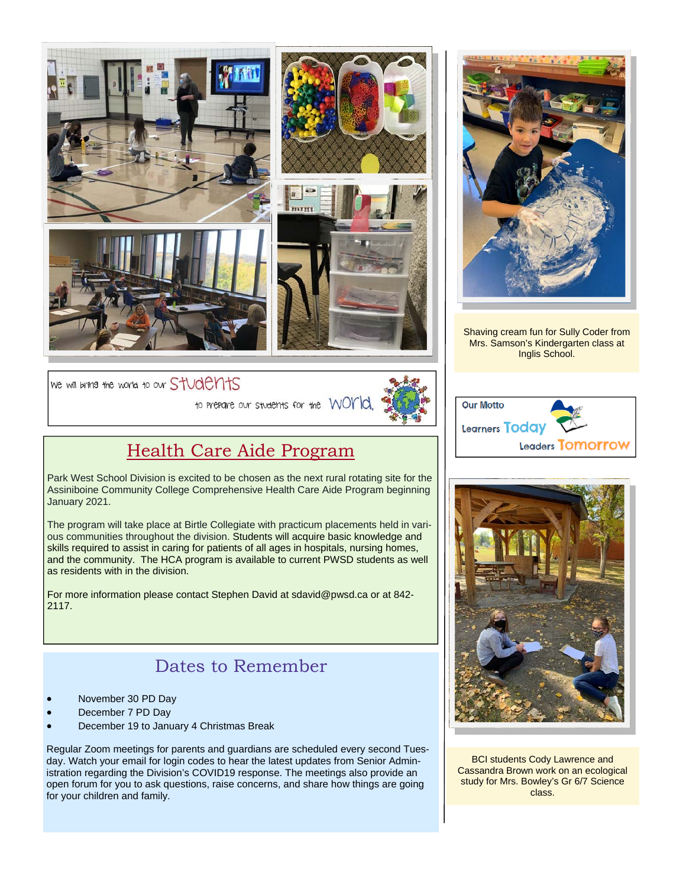We will bring the world to our Students

to prepare our students for the World.

## Health Care Aide Program

Park West School Division is excited to be chosen as the next rural rotating site for the Assiniboine Community College Comprehensive Health Care Aide Program beginning January 2021.

The program will take place at Birtle Collegiate with practicum placements held in various communities throughout the division. Students will acquire basic knowledge and skills required to assist in caring for patients of all ages in hospitals, nursing homes, and the community. The HCA program is available to current PWSD students as well as residents with in the division.

For more information please contact Stephen David at sdavid@pwsd.ca or at 842-2117.

## Dates to Remember

- November 30 PD Day
- December 7 PD Day
- December 19 to January 4 Christmas Break

Regular Zoom meetings for parents and guardians are scheduled every second Tuesday. Watch your email for login codes to hear the latest updates from Senior Administration regarding the Division's COVID19 response. The meetings also provide an open forum for you to ask questions, raise concerns, and share how things are going for your children and family.

Shaving cream fun for Sully Coder from Mrs. Samson's Kindergarten class at Inglis School.

**Our Motto**

Learners Today

Leaders Tomorrow

BCI students Cody Lawrence and Cassandra Brown work on an ecological study for Mrs. Bowley's Gr 6/7 Science class.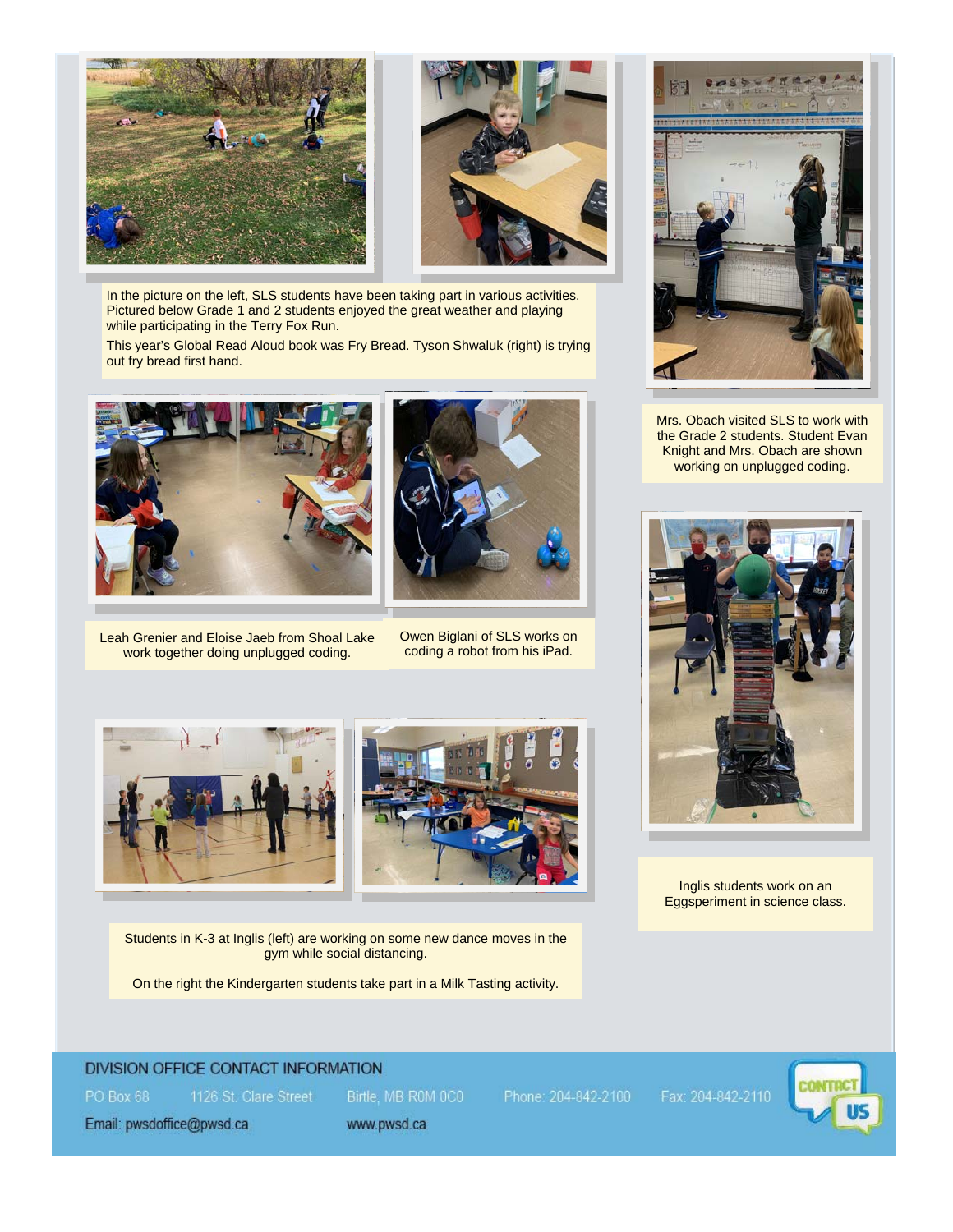In the picture on the left, SLS students have been taking part in various activities. Pictured below Grade 1 and 2 students enjoyed the great weather and playing while participating in the Terry Fox Run.

This year's Global Read Aloud book was Fry Bread. Tyson Shwaluk (right) is trying out fry bread first hand.

Mrs. Obach visited SLS to work with the Grade 2 students. Student Evan Knight and Mrs. Obach are shown working on unplugged coding.

Leah Grenier and Eloise Jaeb from Shoal Lake work together doing unplugged coding.

Owen Biglani of SLS works on coding a robot from his iPad.

Inglis students work on an Eggsperiment in science class.

Students in K-3 at Inglis (left) are working on some new dance moves in the gym while social distancing.

On the right the Kindergarten students take part in a Milk Tasting activity.

## DIVISION OFFICE CONTACT INFORMATION

PO Box 68 1126 St. Clare Street Birtle, MB R0M 0C0 Phone: 204-842-2100 Fax: 204-842-2110

Email: pwsdoffice@pwsd.ca www.pwsd.ca

CONTACT US